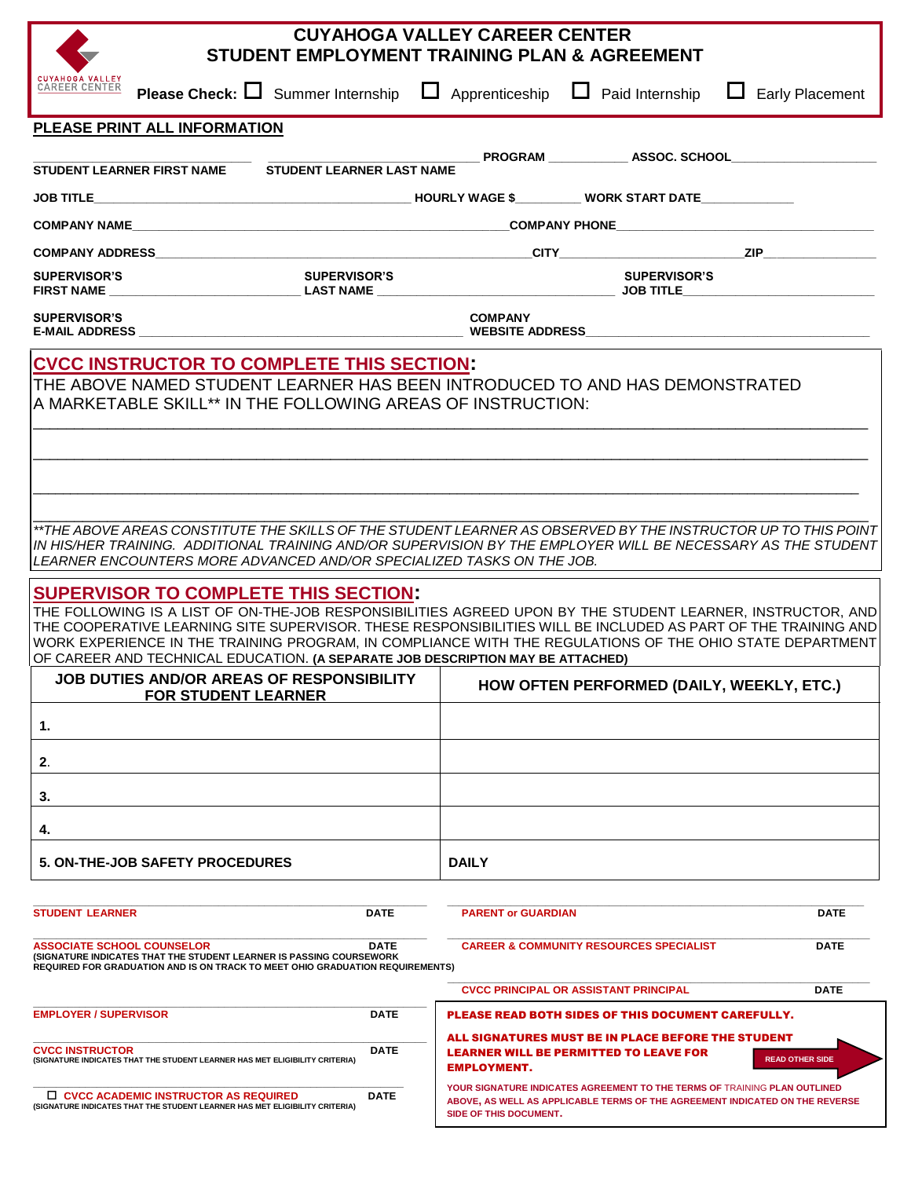# CUYAHOGA VALLEY CAREER CENTER
# STUDENT EMPLOYMENT TRAINING PLAN & AGREEMENT

**Please Check:** ☐ Summer Internship ☐ Apprenticeship ☐ Paid Internship ☐ Early Placement

**PLEASE PRINT ALL INFORMATION**

| | | | |
|---|---|---|---|
| STUDENT LEARNER FIRST NAME ____ | STUDENT LEARNER LAST NAME ____ | PROGRAM ____ | ASSOC. SCHOOL ____ |
| JOB TITLE ____ | HOURLY WAGE $____ | WORK START DATE ____ | |
| COMPANY NAME ____ | COMPANY PHONE ____ | | |
| COMPANY ADDRESS ____ | CITY ____ | ZIP ____ | |
| SUPERVISOR'S FIRST NAME ____ | SUPERVISOR'S LAST NAME ____ | SUPERVISOR'S JOB TITLE ____ | |
| SUPERVISOR'S E-MAIL ADDRESS ____ | COMPANY WEBSITE ADDRESS ____ | | |

## CVCC INSTRUCTOR TO COMPLETE THIS SECTION:

THE ABOVE NAMED STUDENT LEARNER HAS BEEN INTRODUCED TO AND HAS DEMONSTRATED A MARKETABLE SKILL** IN THE FOLLOWING AREAS OF INSTRUCTION:

____________________________________________

____________________________________________

____________________________________________

*\*\*THE ABOVE AREAS CONSTITUTE THE SKILLS OF THE STUDENT LEARNER AS OBSERVED BY THE INSTRUCTOR UP TO THIS POINT IN HIS/HER TRAINING. ADDITIONAL TRAINING AND/OR SUPERVISION BY THE EMPLOYER WILL BE NECESSARY AS THE STUDENT LEARNER ENCOUNTERS MORE ADVANCED AND/OR SPECIALIZED TASKS ON THE JOB.*

## SUPERVISOR TO COMPLETE THIS SECTION:

THE FOLLOWING IS A LIST OF ON-THE-JOB RESPONSIBILITIES AGREED UPON BY THE STUDENT LEARNER, INSTRUCTOR, AND THE COOPERATIVE LEARNING SITE SUPERVISOR. THESE RESPONSIBILITIES WILL BE INCLUDED AS PART OF THE TRAINING AND WORK EXPERIENCE IN THE TRAINING PROGRAM, IN COMPLIANCE WITH THE REGULATIONS OF THE OHIO STATE DEPARTMENT OF CAREER AND TECHNICAL EDUCATION. **(A SEPARATE JOB DESCRIPTION MAY BE ATTACHED)**

| JOB DUTIES AND/OR AREAS OF RESPONSIBILITY FOR STUDENT LEARNER | HOW OFTEN PERFORMED (DAILY, WEEKLY, ETC.) |
|---|---|
| 1. | |
| 2. | |
| 3. | |
| 4. | |
| **5. ON-THE-JOB SAFETY PROCEDURES** | **DAILY** |

| | |
|---|---|
| STUDENT LEARNER ____ DATE ____ | PARENT or GUARDIAN ____ DATE ____ |
| ASSOCIATE SCHOOL COUNSELOR ____ DATE ____<br>(SIGNATURE INDICATES THAT THE STUDENT LEARNER IS PASSING COURSEWORK REQUIRED FOR GRADUATION AND IS ON TRACK TO MEET OHIO GRADUATION REQUIREMENTS) | CAREER & COMMUNITY RESOURCES SPECIALIST ____ DATE ____ |
| | CVCC PRINCIPAL OR ASSISTANT PRINCIPAL ____ DATE ____ |
| EMPLOYER / SUPERVISOR ____ DATE ____ | |
| CVCC INSTRUCTOR ____ DATE ____<br>(SIGNATURE INDICATES THAT THE STUDENT LEARNER HAS MET ELIGIBILITY CRITERIA) | |
| ☐ CVCC ACADEMIC INSTRUCTOR AS REQUIRED ____ DATE ____<br>(SIGNATURE INDICATES THAT THE STUDENT LEARNER HAS MET ELIGIBILITY CRITERIA) | |

**PLEASE READ BOTH SIDES OF THIS DOCUMENT CAREFULLY.**

**ALL SIGNATURES MUST BE IN PLACE BEFORE THE STUDENT LEARNER WILL BE PERMITTED TO LEAVE FOR EMPLOYMENT.**

**READ OTHER SIDE**

YOUR SIGNATURE INDICATES AGREEMENT TO THE TERMS OF TRAINING PLAN OUTLINED ABOVE, AS WELL AS APPLICABLE TERMS OF THE AGREEMENT INDICATED ON THE REVERSE SIDE OF THIS DOCUMENT.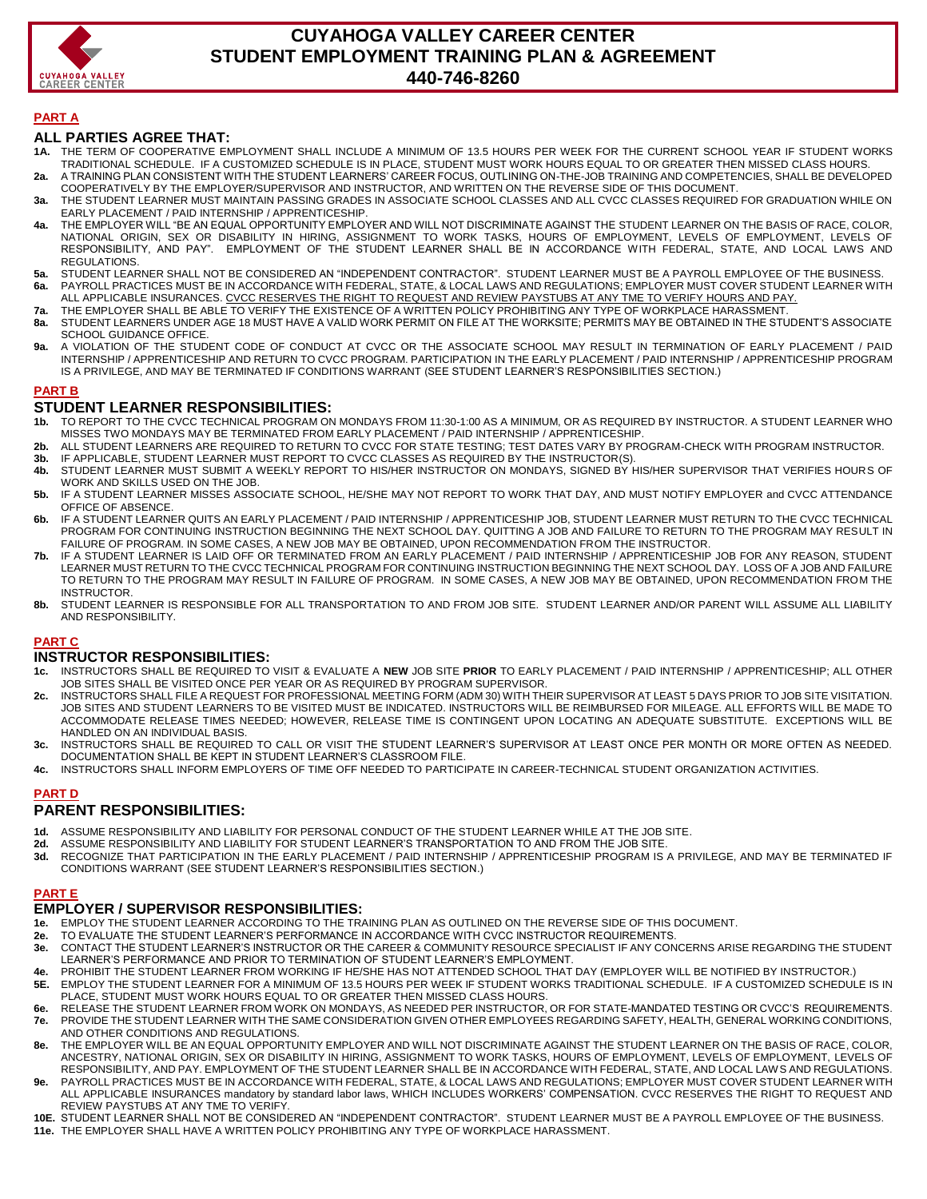# CUYAHOGA VALLEY CAREER CENTER
## STUDENT EMPLOYMENT TRAINING PLAN & AGREEMENT
### 440-746-8260

**PART A**

### ALL PARTIES AGREE THAT:

**1A.** THE TERM OF COOPERATIVE EMPLOYMENT SHALL INCLUDE A MINIMUM OF 13.5 HOURS PER WEEK FOR THE CURRENT SCHOOL YEAR IF STUDENT WORKS TRADITIONAL SCHEDULE. IF A CUSTOMIZED SCHEDULE IS IN PLACE, STUDENT MUST WORK HOURS EQUAL TO OR GREATER THEN MISSED CLASS HOURS.

**2a.** A TRAINING PLAN CONSISTENT WITH THE STUDENT LEARNERS' CAREER FOCUS, OUTLINING ON-THE-JOB TRAINING AND COMPETENCIES, SHALL BE DEVELOPED COOPERATIVELY BY THE EMPLOYER/SUPERVISOR AND INSTRUCTOR, AND WRITTEN ON THE REVERSE SIDE OF THIS DOCUMENT.

**3a.** THE STUDENT LEARNER MUST MAINTAIN PASSING GRADES IN ASSOCIATE SCHOOL CLASSES AND ALL CVCC CLASSES REQUIRED FOR GRADUATION WHILE ON EARLY PLACEMENT / PAID INTERNSHIP / APPRENTICESHIP.

**4a.** THE EMPLOYER WILL "BE AN EQUAL OPPORTUNITY EMPLOYER AND WILL NOT DISCRIMINATE AGAINST THE STUDENT LEARNER ON THE BASIS OF RACE, COLOR, NATIONAL ORIGIN, SEX OR DISABILITY IN HIRING, ASSIGNMENT TO WORK TASKS, HOURS OF EMPLOYMENT, LEVELS OF EMPLOYMENT, LEVELS OF RESPONSIBILITY, AND PAY". EMPLOYMENT OF THE STUDENT LEARNER SHALL BE IN ACCORDANCE WITH FEDERAL, STATE, AND LOCAL LAWS AND REGULATIONS.

**5a.** STUDENT LEARNER SHALL NOT BE CONSIDERED AN "INDEPENDENT CONTRACTOR". STUDENT LEARNER MUST BE A PAYROLL EMPLOYEE OF THE BUSINESS.

**6a.** PAYROLL PRACTICES MUST BE IN ACCORDANCE WITH FEDERAL, STATE, & LOCAL LAWS AND REGULATIONS; EMPLOYER MUST COVER STUDENT LEARNER WITH ALL APPLICABLE INSURANCES. <u>CVCC RESERVES THE RIGHT TO REQUEST AND REVIEW PAYSTUBS AT ANY TME TO VERIFY HOURS AND PAY.</u>

**7a.** THE EMPLOYER SHALL BE ABLE TO VERIFY THE EXISTENCE OF A WRITTEN POLICY PROHIBITING ANY TYPE OF WORKPLACE HARASSMENT.

**8a.** STUDENT LEARNERS UNDER AGE 18 MUST HAVE A VALID WORK PERMIT ON FILE AT THE WORKSITE; PERMITS MAY BE OBTAINED IN THE STUDENT'S ASSOCIATE SCHOOL GUIDANCE OFFICE.

**9a.** A VIOLATION OF THE STUDENT CODE OF CONDUCT AT CVCC OR THE ASSOCIATE SCHOOL MAY RESULT IN TERMINATION OF EARLY PLACEMENT / PAID INTERNSHIP / APPRENTICESHIP AND RETURN TO CVCC PROGRAM. PARTICIPATION IN THE EARLY PLACEMENT / PAID INTERNSHIP / APPRENTICESHIP PROGRAM IS A PRIVILEGE, AND MAY BE TERMINATED IF CONDITIONS WARRANT (SEE STUDENT LEARNER'S RESPONSIBILITIES SECTION.)

**PART B**

### STUDENT LEARNER RESPONSIBILITIES:

**1b.** TO REPORT TO THE CVCC TECHNICAL PROGRAM ON MONDAYS FROM 11:30-1:00 AS A MINIMUM, OR AS REQUIRED BY INSTRUCTOR. A STUDENT LEARNER WHO MISSES TWO MONDAYS MAY BE TERMINATED FROM EARLY PLACEMENT / PAID INTERNSHIP / APPRENTICESHIP.

**2b.** ALL STUDENT LEARNERS ARE REQUIRED TO RETURN TO CVCC FOR STATE TESTING; TEST DATES VARY BY PROGRAM-CHECK WITH PROGRAM INSTRUCTOR.

**3b.** IF APPLICABLE, STUDENT LEARNER MUST REPORT TO CVCC CLASSES AS REQUIRED BY THE INSTRUCTOR(S).

**4b.** STUDENT LEARNER MUST SUBMIT A WEEKLY REPORT TO HIS/HER INSTRUCTOR ON MONDAYS, SIGNED BY HIS/HER SUPERVISOR THAT VERIFIES HOURS OF WORK AND SKILLS USED ON THE JOB.

**5b.** IF A STUDENT LEARNER MISSES ASSOCIATE SCHOOL, HE/SHE MAY NOT REPORT TO WORK THAT DAY, AND MUST NOTIFY EMPLOYER and CVCC ATTENDANCE OFFICE OF ABSENCE.

**6b.** IF A STUDENT LEARNER QUITS AN EARLY PLACEMENT / PAID INTERNSHIP / APPRENTICESHIP JOB, STUDENT LEARNER MUST RETURN TO THE CVCC TECHNICAL PROGRAM FOR CONTINUING INSTRUCTION BEGINNING THE NEXT SCHOOL DAY. QUITTING A JOB AND FAILURE TO RETURN TO THE PROGRAM MAY RESULT IN FAILURE OF PROGRAM. IN SOME CASES, A NEW JOB MAY BE OBTAINED, UPON RECOMMENDATION FROM THE INSTRUCTOR.

**7b.** IF A STUDENT LEARNER IS LAID OFF OR TERMINATED FROM AN EARLY PLACEMENT / PAID INTERNSHIP / APPRENTICESHIP JOB FOR ANY REASON, STUDENT LEARNER MUST RETURN TO THE CVCC TECHNICAL PROGRAM FOR CONTINUING INSTRUCTION BEGINNING THE NEXT SCHOOL DAY. LOSS OF A JOB AND FAILURE TO RETURN TO THE PROGRAM MAY RESULT IN FAILURE OF PROGRAM. IN SOME CASES, A NEW JOB MAY BE OBTAINED, UPON RECOMMENDATION FROM THE INSTRUCTOR.

**8b.** STUDENT LEARNER IS RESPONSIBLE FOR ALL TRANSPORTATION TO AND FROM JOB SITE. STUDENT LEARNER AND/OR PARENT WILL ASSUME ALL LIABILITY AND RESPONSIBILITY.

**PART C**

### INSTRUCTOR RESPONSIBILITIES:

**1c.** INSTRUCTORS SHALL BE REQUIRED TO VISIT & EVALUATE A **NEW** JOB SITE **PRIOR** TO EARLY PLACEMENT / PAID INTERNSHIP / APPRENTICESHIP; ALL OTHER JOB SITES SHALL BE VISITED ONCE PER YEAR OR AS REQUIRED BY PROGRAM SUPERVISOR.

**2c.** INSTRUCTORS SHALL FILE A REQUEST FOR PROFESSIONAL MEETING FORM (ADM 30) WITH THEIR SUPERVISOR AT LEAST 5 DAYS PRIOR TO JOB SITE VISITATION. JOB SITES AND STUDENT LEARNERS TO BE VISITED MUST BE INDICATED. INSTRUCTORS WILL BE REIMBURSED FOR MILEAGE. ALL EFFORTS WILL BE MADE TO ACCOMMODATE RELEASE TIMES NEEDED; HOWEVER, RELEASE TIME IS CONTINGENT UPON LOCATING AN ADEQUATE SUBSTITUTE. EXCEPTIONS WILL BE HANDLED ON AN INDIVIDUAL BASIS.

**3c.** INSTRUCTORS SHALL BE REQUIRED TO CALL OR VISIT THE STUDENT LEARNER'S SUPERVISOR AT LEAST ONCE PER MONTH OR MORE OFTEN AS NEEDED. DOCUMENTATION SHALL BE KEPT IN STUDENT LEARNER'S CLASSROOM FILE.

**4c.** INSTRUCTORS SHALL INFORM EMPLOYERS OF TIME OFF NEEDED TO PARTICIPATE IN CAREER-TECHNICAL STUDENT ORGANIZATION ACTIVITIES.

**PART D**

### PARENT RESPONSIBILITIES:

**1d.** ASSUME RESPONSIBILITY AND LIABILITY FOR PERSONAL CONDUCT OF THE STUDENT LEARNER WHILE AT THE JOB SITE.

**2d.** ASSUME RESPONSIBILITY AND LIABILITY FOR STUDENT LEARNER'S TRANSPORTATION TO AND FROM THE JOB SITE.

**3d.** RECOGNIZE THAT PARTICIPATION IN THE EARLY PLACEMENT / PAID INTERNSHIP / APPRENTICESHIP PROGRAM IS A PRIVILEGE, AND MAY BE TERMINATED IF CONDITIONS WARRANT (SEE STUDENT LEARNER'S RESPONSIBILITIES SECTION.)

**PART E**

### EMPLOYER / SUPERVISOR RESPONSIBILITIES:

**1e.** EMPLOY THE STUDENT LEARNER ACCORDING TO THE TRAINING PLAN AS OUTLINED ON THE REVERSE SIDE OF THIS DOCUMENT.

**2e.** TO EVALUATE THE STUDENT LEARNER'S PERFORMANCE IN ACCORDANCE WITH CVCC INSTRUCTOR REQUIREMENTS.

**3e.** CONTACT THE STUDENT LEARNER'S INSTRUCTOR OR THE CAREER & COMMUNITY RESOURCE SPECIALIST IF ANY CONCERNS ARISE REGARDING THE STUDENT LEARNER'S PERFORMANCE AND PRIOR TO TERMINATION OF STUDENT LEARNER'S EMPLOYMENT.

**4e.** PROHIBIT THE STUDENT LEARNER FROM WORKING IF HE/SHE HAS NOT ATTENDED SCHOOL THAT DAY (EMPLOYER WILL BE NOTIFIED BY INSTRUCTOR.)

**5E.** EMPLOY THE STUDENT LEARNER FOR A MINIMUM OF 13.5 HOURS PER WEEK IF STUDENT WORKS TRADITIONAL SCHEDULE. IF A CUSTOMIZED SCHEDULE IS IN PLACE, STUDENT MUST WORK HOURS EQUAL TO OR GREATER THEN MISSED CLASS HOURS.

**6e.** RELEASE THE STUDENT LEARNER FROM WORK ON MONDAYS, AS NEEDED PER INSTRUCTOR, OR FOR STATE-MANDATED TESTING OR CVCC'S REQUIREMENTS.

**7e.** PROVIDE THE STUDENT LEARNER WITH THE SAME CONSIDERATION GIVEN OTHER EMPLOYEES REGARDING SAFETY, HEALTH, GENERAL WORKING CONDITIONS, AND OTHER CONDITIONS AND REGULATIONS.

**8e.** THE EMPLOYER WILL BE AN EQUAL OPPORTUNITY EMPLOYER AND WILL NOT DISCRIMINATE AGAINST THE STUDENT LEARNER ON THE BASIS OF RACE, COLOR, ANCESTRY, NATIONAL ORIGIN, SEX OR DISABILITY IN HIRING, ASSIGNMENT TO WORK TASKS, HOURS OF EMPLOYMENT, LEVELS OF EMPLOYMENT, LEVELS OF RESPONSIBILITY, AND PAY. EMPLOYMENT OF THE STUDENT LEARNER SHALL BE IN ACCORDANCE WITH FEDERAL, STATE, AND LOCAL LAWS AND REGULATIONS.

**9e.** PAYROLL PRACTICES MUST BE IN ACCORDANCE WITH FEDERAL, STATE, & LOCAL LAWS AND REGULATIONS; EMPLOYER MUST COVER STUDENT LEARNER WITH ALL APPLICABLE INSURANCES mandatory by standard labor laws, WHICH INCLUDES WORKERS' COMPENSATION. CVCC RESERVES THE RIGHT TO REQUEST AND REVIEW PAYSTUBS AT ANY TME TO VERIFY.

**10E.** STUDENT LEARNER SHALL NOT BE CONSIDERED AN "INDEPENDENT CONTRACTOR". STUDENT LEARNER MUST BE A PAYROLL EMPLOYEE OF THE BUSINESS.

**11e.** THE EMPLOYER SHALL HAVE A WRITTEN POLICY PROHIBITING ANY TYPE OF WORKPLACE HARASSMENT.